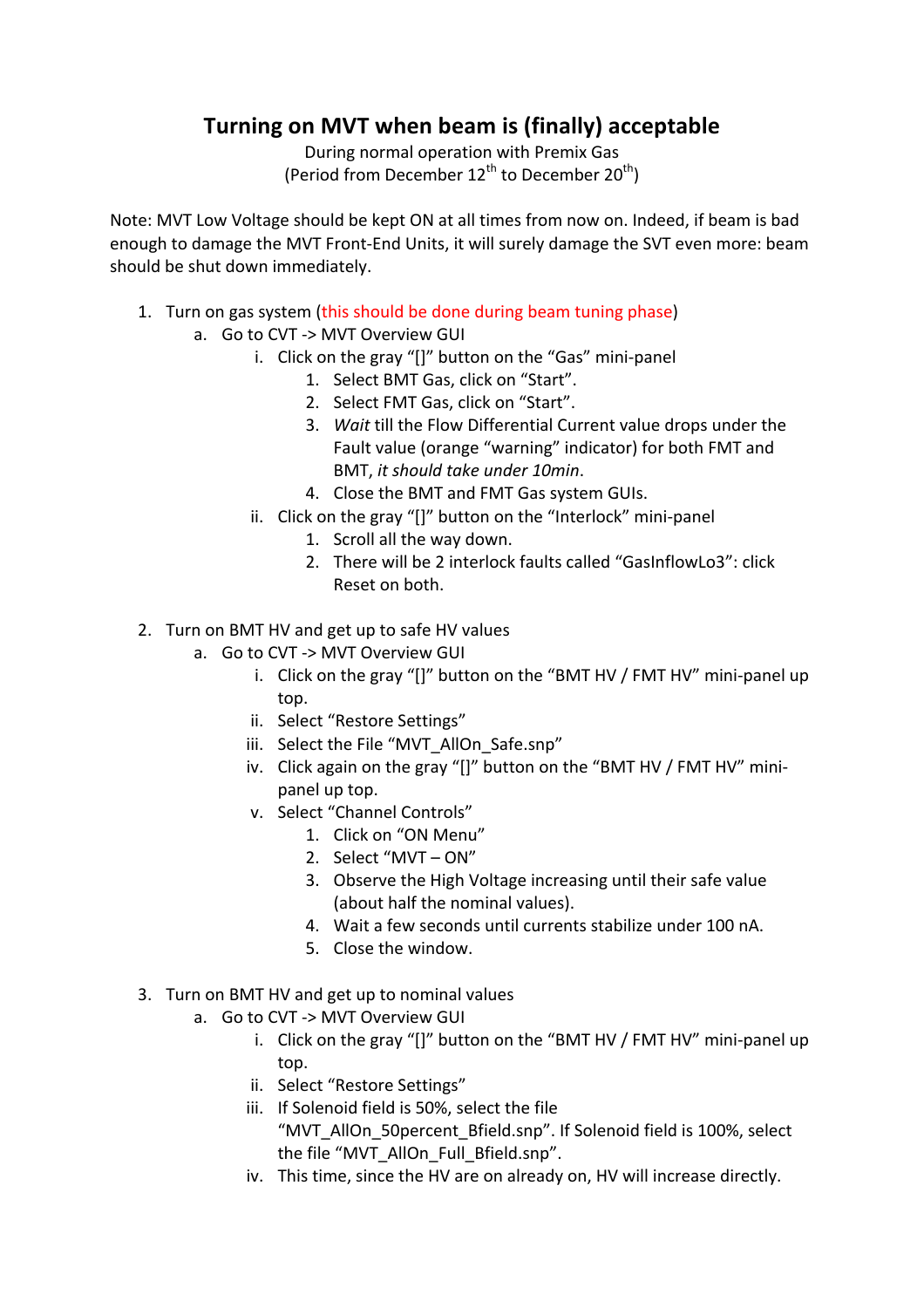# Turning on MVT when beam is (finally) acceptable

During normal operation with Premix Gas
(Period from December 12th to December 20th)

Note: MVT Low Voltage should be kept ON at all times from now on. Indeed, if beam is bad enough to damage the MVT Front-End Units, it will surely damage the SVT even more: beam should be shut down immediately.

1. Turn on gas system (this should be done during beam tuning phase)
   a. Go to CVT -> MVT Overview GUI
      i. Click on the gray "[]" button on the "Gas" mini-panel
         1. Select BMT Gas, click on "Start".
         2. Select FMT Gas, click on "Start".
         3. *Wait* till the Flow Differential Current value drops under the Fault value (orange "warning" indicator) for both FMT and BMT, *it should take under 10min*.
         4. Close the BMT and FMT Gas system GUIs.
      ii. Click on the gray "[]" button on the "Interlock" mini-panel
         1. Scroll all the way down.
         2. There will be 2 interlock faults called "GasInflowLo3": click Reset on both.

2. Turn on BMT HV and get up to safe HV values
   a. Go to CVT -> MVT Overview GUI
      i. Click on the gray "[]" button on the "BMT HV / FMT HV" mini-panel up top.
      ii. Select "Restore Settings"
      iii. Select the File "MVT_AllOn_Safe.snp"
      iv. Click again on the gray "[]" button on the "BMT HV / FMT HV" mini-panel up top.
      v. Select "Channel Controls"
         1. Click on "ON Menu"
         2. Select "MVT – ON"
         3. Observe the High Voltage increasing until their safe value (about half the nominal values).
         4. Wait a few seconds until currents stabilize under 100 nA.
         5. Close the window.

3. Turn on BMT HV and get up to nominal values
   a. Go to CVT -> MVT Overview GUI
      i. Click on the gray "[]" button on the "BMT HV / FMT HV" mini-panel up top.
      ii. Select "Restore Settings"
      iii. If Solenoid field is 50%, select the file "MVT_AllOn_50percent_Bfield.snp". If Solenoid field is 100%, select the file "MVT_AllOn_Full_Bfield.snp".
      iv. This time, since the HV are on already on, HV will increase directly.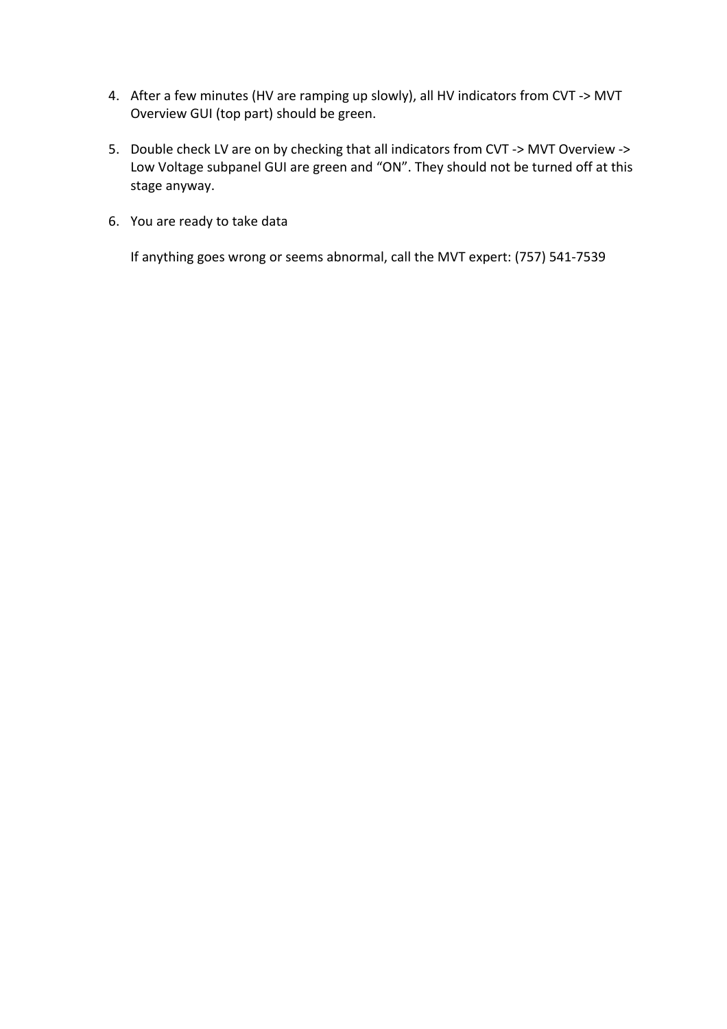4. After a few minutes (HV are ramping up slowly), all HV indicators from CVT -> MVT Overview GUI (top part) should be green.

5. Double check LV are on by checking that all indicators from CVT -> MVT Overview -> Low Voltage subpanel GUI are green and "ON". They should not be turned off at this stage anyway.

6. You are ready to take data

   If anything goes wrong or seems abnormal, call the MVT expert: (757) 541-7539